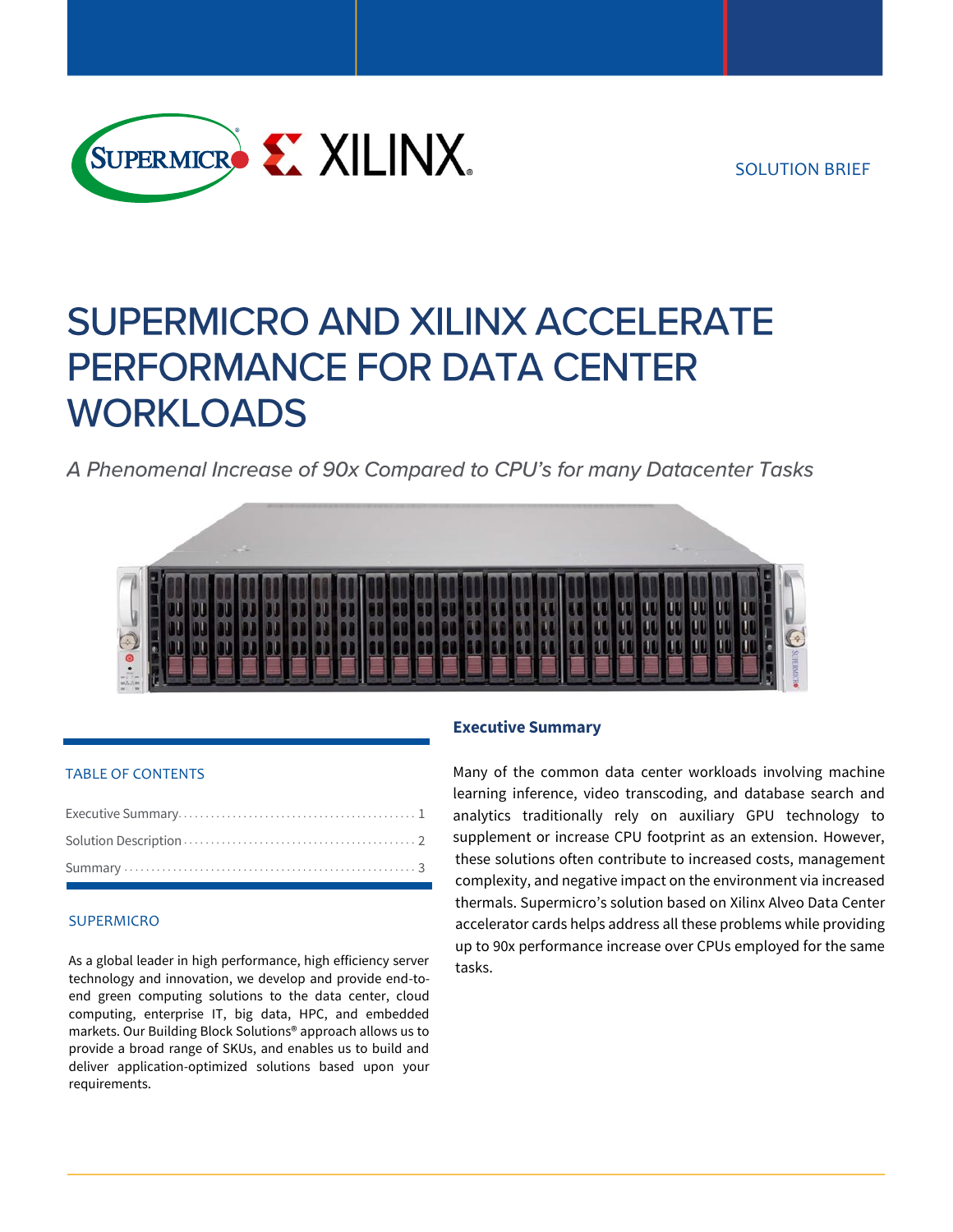SOLUTION BRIEF

# SUPERMICRO AND XILINX ACCELERATE PERFORMANCE FOR DATA CENTER WORKLOADS

*A Phenomenal Increase of 90x Compared to CPU's for many Datacenter Tasks*

## TABLE OF CONTENTS

Executive Summary ........................................... 1

Solution Description .......................................... 2

Summary ..................................................... 3

## SUPERMICRO

As a global leader in high performance, high efficiency server technology and innovation, we develop and provide end-to-end green computing solutions to the data center, cloud computing, enterprise IT, big data, HPC, and embedded markets. Our Building Block Solutions® approach allows us to provide a broad range of SKUs, and enables us to build and deliver application-optimized solutions based upon your requirements.

## Executive Summary

Many of the common data center workloads involving machine learning inference, video transcoding, and database search and analytics traditionally rely on auxiliary GPU technology to supplement or increase CPU footprint as an extension. However, these solutions often contribute to increased costs, management complexity, and negative impact on the environment via increased thermals. Supermicro's solution based on Xilinx Alveo Data Center accelerator cards helps address all these problems while providing up to 90x performance increase over CPUs employed for the same tasks.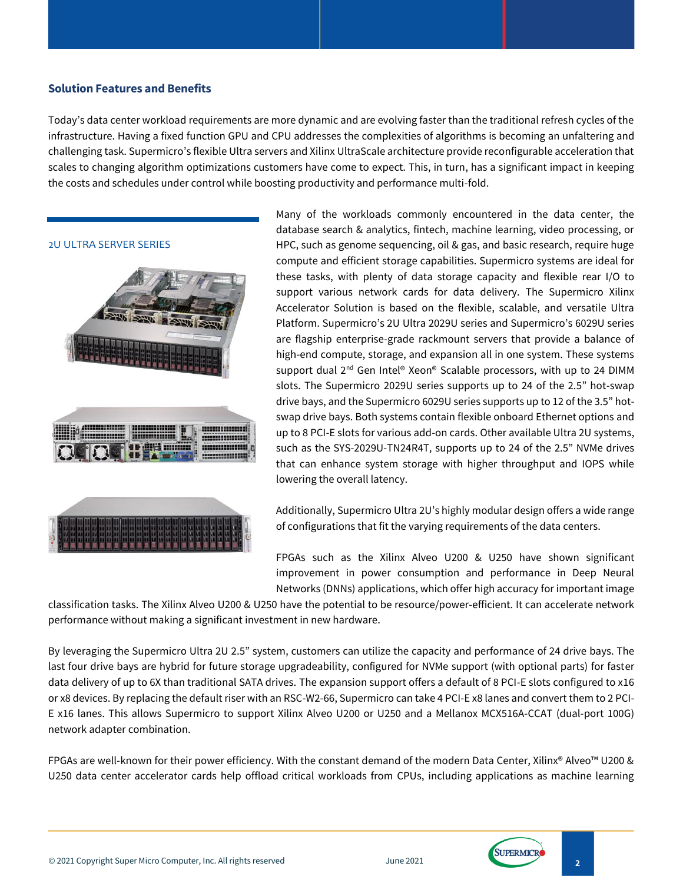## Solution Features and Benefits

Today's data center workload requirements are more dynamic and are evolving faster than the traditional refresh cycles of the infrastructure. Having a fixed function GPU and CPU addresses the complexities of algorithms is becoming an unfaltering and challenging task. Supermicro's flexible Ultra servers and Xilinx UltraScale architecture provide reconfigurable acceleration that scales to changing algorithm optimizations customers have come to expect. This, in turn, has a significant impact in keeping the costs and schedules under control while boosting productivity and performance multi-fold.

2U ULTRA SERVER SERIES

Many of the workloads commonly encountered in the data center, the database search & analytics, fintech, machine learning, video processing, or HPC, such as genome sequencing, oil & gas, and basic research, require huge compute and efficient storage capabilities. Supermicro systems are ideal for these tasks, with plenty of data storage capacity and flexible rear I/O to support various network cards for data delivery. The Supermicro Xilinx Accelerator Solution is based on the flexible, scalable, and versatile Ultra Platform. Supermicro's 2U Ultra 2029U series and Supermicro's 6029U series are flagship enterprise-grade rackmount servers that provide a balance of high-end compute, storage, and expansion all in one system. These systems support dual 2nd Gen Intel® Xeon® Scalable processors, with up to 24 DIMM slots. The Supermicro 2029U series supports up to 24 of the 2.5" hot-swap drive bays, and the Supermicro 6029U series supports up to 12 of the 3.5" hot-swap drive bays. Both systems contain flexible onboard Ethernet options and up to 8 PCI-E slots for various add-on cards. Other available Ultra 2U systems, such as the SYS-2029U-TN24R4T, supports up to 24 of the 2.5" NVMe drives that can enhance system storage with higher throughput and IOPS while lowering the overall latency.

Additionally, Supermicro Ultra 2U's highly modular design offers a wide range of configurations that fit the varying requirements of the data centers.

FPGAs such as the Xilinx Alveo U200 & U250 have shown significant improvement in power consumption and performance in Deep Neural Networks (DNNs) applications, which offer high accuracy for important image classification tasks. The Xilinx Alveo U200 & U250 have the potential to be resource/power-efficient. It can accelerate network performance without making a significant investment in new hardware.

By leveraging the Supermicro Ultra 2U 2.5" system, customers can utilize the capacity and performance of 24 drive bays. The last four drive bays are hybrid for future storage upgradeability, configured for NVMe support (with optional parts) for faster data delivery of up to 6X than traditional SATA drives. The expansion support offers a default of 8 PCI-E slots configured to x16 or x8 devices. By replacing the default riser with an RSC-W2-66, Supermicro can take 4 PCI-E x8 lanes and convert them to 2 PCI-E x16 lanes. This allows Supermicro to support Xilinx Alveo U200 or U250 and a Mellanox MCX516A-CCAT (dual-port 100G) network adapter combination.

FPGAs are well-known for their power efficiency. With the constant demand of the modern Data Center, Xilinx® Alveo™ U200 & U250 data center accelerator cards help offload critical workloads from CPUs, including applications as machine learning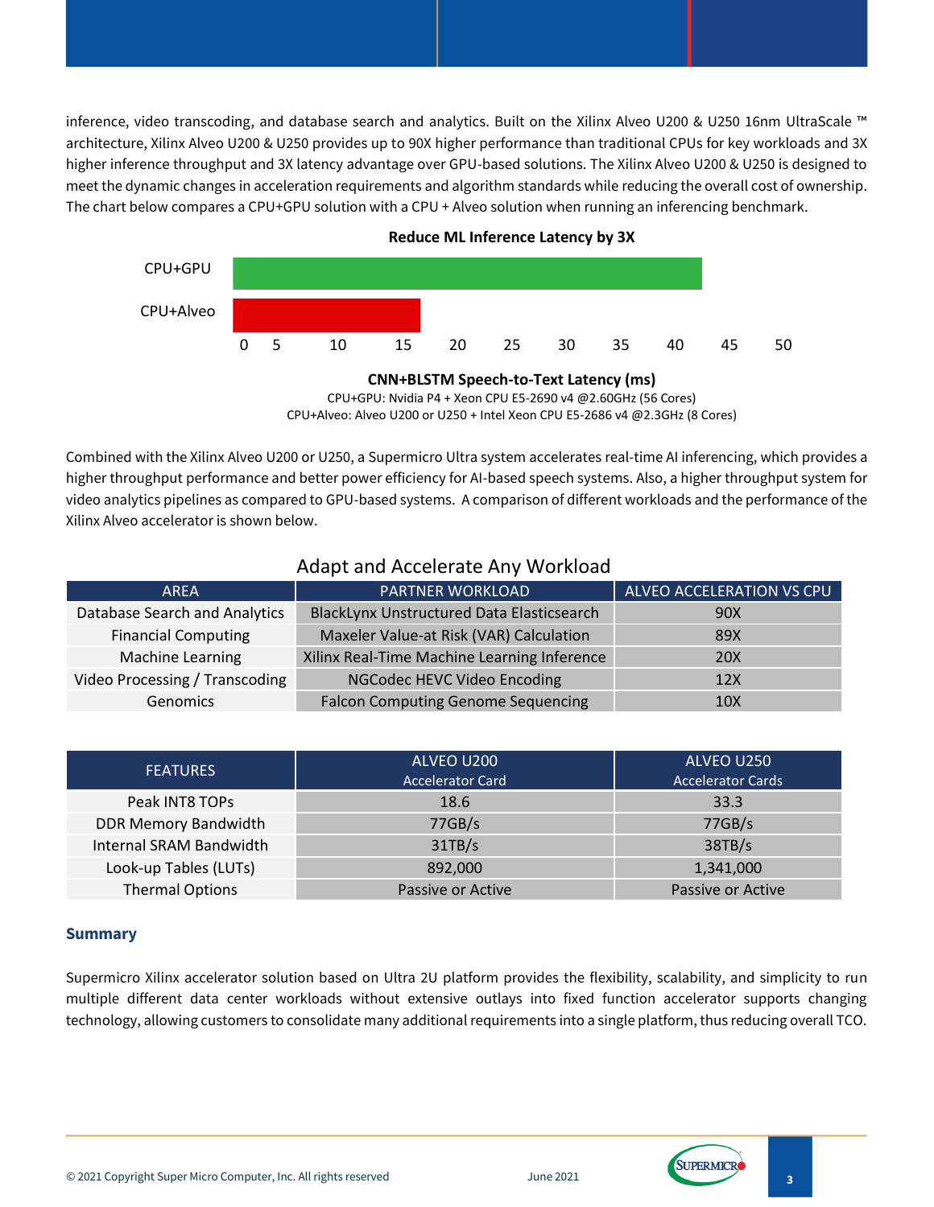inference, video transcoding, and database search and analytics. Built on the Xilinx Alveo U200 & U250 16nm UltraScale ™ architecture, Xilinx Alveo U200 & U250 provides up to 90X higher performance than traditional CPUs for key workloads and 3X higher inference throughput and 3X latency advantage over GPU-based solutions. The Xilinx Alveo U200 & U250 is designed to meet the dynamic changes in acceleration requirements and algorithm standards while reducing the overall cost of ownership. The chart below compares a CPU+GPU solution with a CPU + Alveo solution when running an inferencing benchmark.

**Reduce ML Inference Latency by 3X**

CPU+GPU

CPU+Alveo

0 5 10 15 20 25 30 35 40 45 50

**CNN+BLSTM Speech-to-Text Latency (ms)**

CPU+GPU: Nvidia P4 + Xeon CPU E5-2690 v4 @2.60GHz (56 Cores)

CPU+Alveo: Alveo U200 or U250 + Intel Xeon CPU E5-2686 v4 @2.3GHz (8 Cores)

Combined with the Xilinx Alveo U200 or U250, a Supermicro Ultra system accelerates real-time AI inferencing, which provides a higher throughput performance and better power efficiency for AI-based speech systems. Also, a higher throughput system for video analytics pipelines as compared to GPU-based systems. A comparison of different workloads and the performance of the Xilinx Alveo accelerator is shown below.

## Adapt and Accelerate Any Workload

| AREA | PARTNER WORKLOAD | ALVEO ACCELERATION VS CPU |
|---|---|---|
| Database Search and Analytics | BlackLynx Unstructured Data Elasticsearch | 90X |
| Financial Computing | Maxeler Value-at Risk (VAR) Calculation | 89X |
| Machine Learning | Xilinx Real-Time Machine Learning Inference | 20X |
| Video Processing / Transcoding | NGCodec HEVC Video Encoding | 12X |
| Genomics | Falcon Computing Genome Sequencing | 10X |

| FEATURES | ALVEO U200 Accelerator Card | ALVEO U250 Accelerator Cards |
|---|---|---|
| Peak INT8 TOPs | 18.6 | 33.3 |
| DDR Memory Bandwidth | 77GB/s | 77GB/s |
| Internal SRAM Bandwidth | 31TB/s | 38TB/s |
| Look-up Tables (LUTs) | 892,000 | 1,341,000 |
| Thermal Options | Passive or Active | Passive or Active |

## Summary

Supermicro Xilinx accelerator solution based on Ultra 2U platform provides the flexibility, scalability, and simplicity to run multiple different data center workloads without extensive outlays into fixed function accelerator supports changing technology, allowing customers to consolidate many additional requirements into a single platform, thus reducing overall TCO.